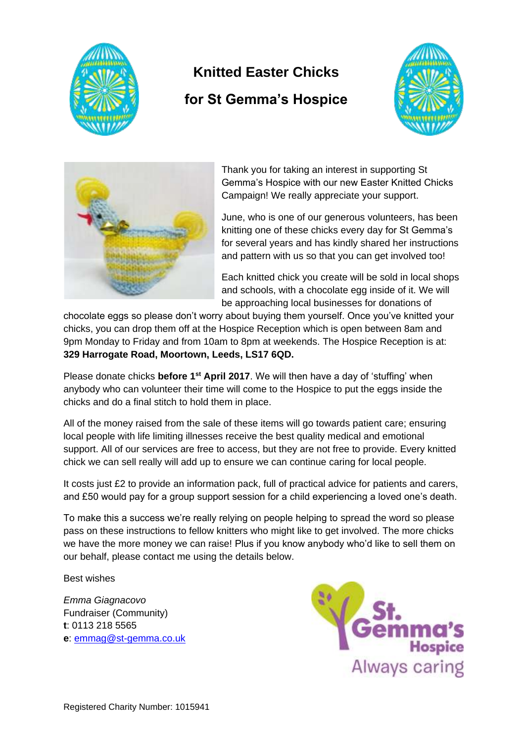# Knitted Easter Chicks for St Gemma's Hospice

Thank you for taking an interest in supporting St Gemma's Hospice with our new Easter Knitted Chicks Campaign! We really appreciate your support.

June, who is one of our generous volunteers, has been knitting one of these chicks every day for St Gemma's for several years and has kindly shared her instructions and pattern with us so that you can get involved too!

Each knitted chick you create will be sold in local shops and schools, with a chocolate egg inside of it. We will be approaching local businesses for donations of chocolate eggs so please don't worry about buying them yourself. Once you've knitted your chicks, you can drop them off at the Hospice Reception which is open between 8am and 9pm Monday to Friday and from 10am to 8pm at weekends. The Hospice Reception is at: **329 Harrogate Road, Moortown, Leeds, LS17 6QD.**

Please donate chicks **before 1st April 2017**. We will then have a day of 'stuffing' when anybody who can volunteer their time will come to the Hospice to put the eggs inside the chicks and do a final stitch to hold them in place.

All of the money raised from the sale of these items will go towards patient care; ensuring local people with life limiting illnesses receive the best quality medical and emotional support. All of our services are free to access, but they are not free to provide. Every knitted chick we can sell really will add up to ensure we can continue caring for local people.

It costs just £2 to provide an information pack, full of practical advice for patients and carers, and £50 would pay for a group support session for a child experiencing a loved one's death.

To make this a success we're really relying on people helping to spread the word so please pass on these instructions to fellow knitters who might like to get involved. The more chicks we have the more money we can raise! Plus if you know anybody who'd like to sell them on our behalf, please contact me using the details below.

Best wishes

*Emma Giagnacovo*
Fundraiser (Community)
**t**: 0113 218 5565
**e**: emmag@st-gemma.co.uk

St. Gemma's Hospice
Always caring

Registered Charity Number: 1015941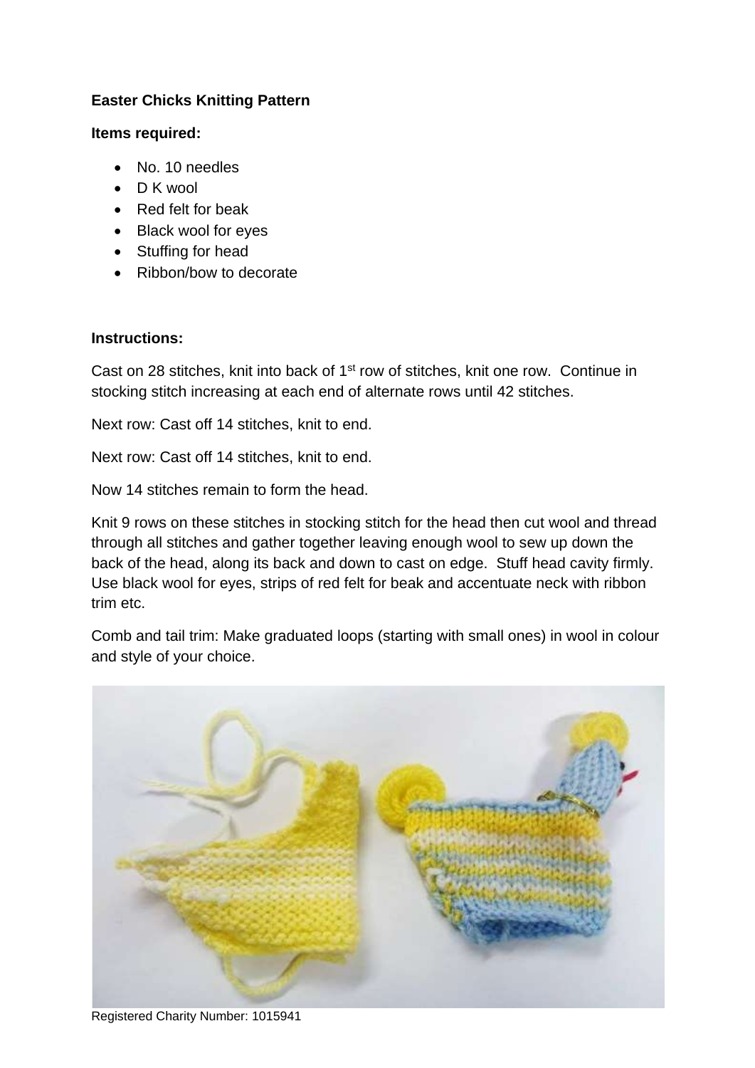**Easter Chicks Knitting Pattern**

**Items required:**

- No. 10 needles
- D K wool
- Red felt for beak
- Black wool for eyes
- Stuffing for head
- Ribbon/bow to decorate

**Instructions:**

Cast on 28 stitches, knit into back of 1st row of stitches, knit one row. Continue in stocking stitch increasing at each end of alternate rows until 42 stitches.

Next row: Cast off 14 stitches, knit to end.

Next row: Cast off 14 stitches, knit to end.

Now 14 stitches remain to form the head.

Knit 9 rows on these stitches in stocking stitch for the head then cut wool and thread through all stitches and gather together leaving enough wool to sew up down the back of the head, along its back and down to cast on edge. Stuff head cavity firmly. Use black wool for eyes, strips of red felt for beak and accentuate neck with ribbon trim etc.

Comb and tail trim: Make graduated loops (starting with small ones) in wool in colour and style of your choice.

Registered Charity Number: 1015941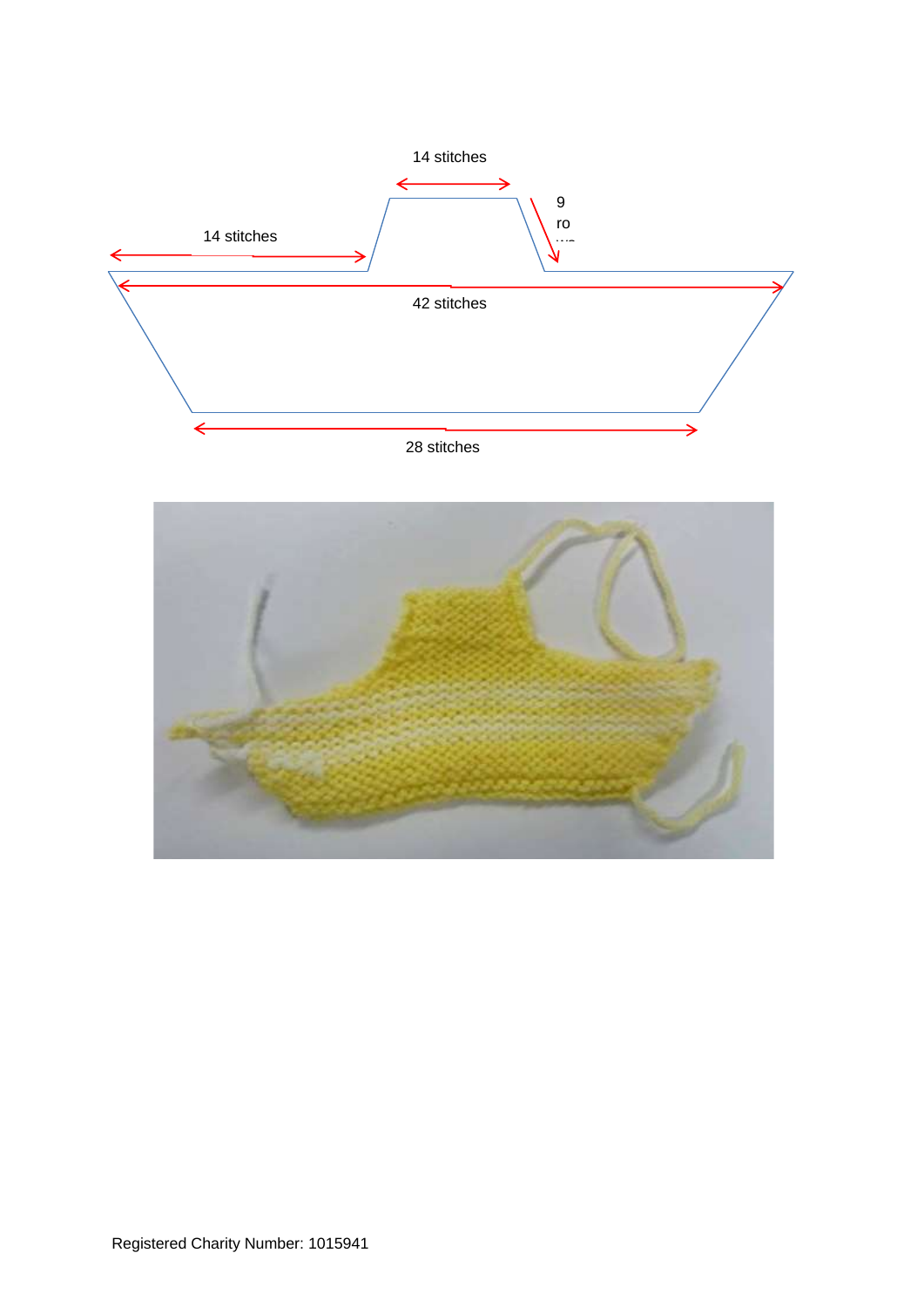14 stitches

14 stitches

9 rows

42 stitches

28 stitches

Registered Charity Number: 1015941